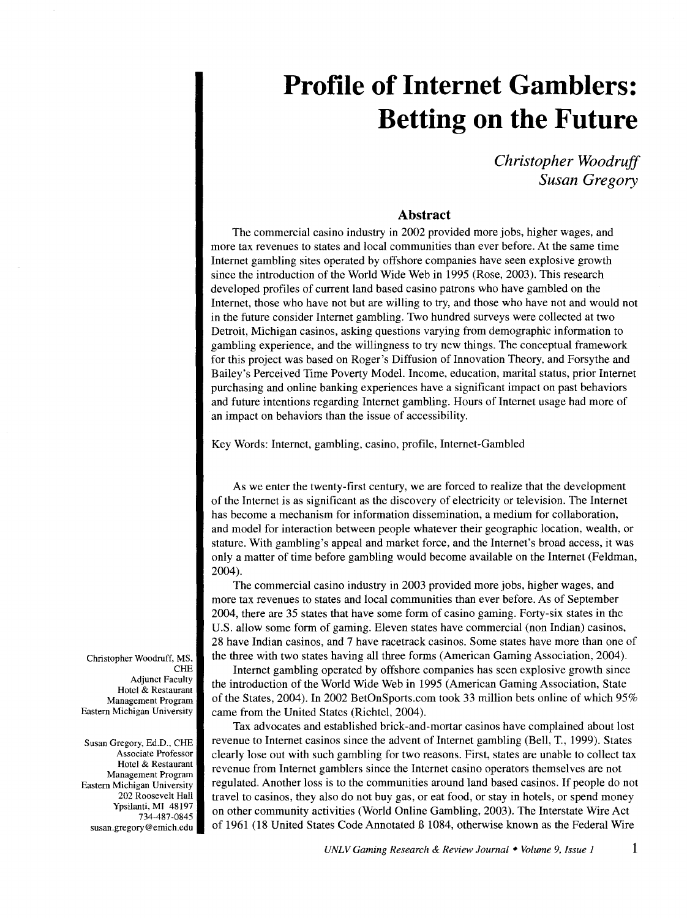# Profile of Internet Gamblers: Betting on the Future

*Christopher Woodruff*
*Susan Gregory*

## Abstract

The commercial casino industry in 2002 provided more jobs, higher wages, and more tax revenues to states and local communities than ever before. At the same time Internet gambling sites operated by offshore companies have seen explosive growth since the introduction of the World Wide Web in 1995 (Rose, 2003). This research developed profiles of current land based casino patrons who have gambled on the Internet, those who have not but are willing to try, and those who have not and would not in the future consider Internet gambling. Two hundred surveys were collected at two Detroit, Michigan casinos, asking questions varying from demographic information to gambling experience, and the willingness to try new things. The conceptual framework for this project was based on Roger's Diffusion of Innovation Theory, and Forsythe and Bailey's Perceived Time Poverty Model. Income, education, marital status, prior Internet purchasing and online banking experiences have a significant impact on past behaviors and future intentions regarding Internet gambling. Hours of Internet usage had more of an impact on behaviors than the issue of accessibility.

Key Words: Internet, gambling, casino, profile, Internet-Gambled

Christopher Woodruff, MS, CHE
Adjunct Faculty
Hotel & Restaurant Management Program
Eastern Michigan University

Susan Gregory, Ed.D., CHE
Associate Professor
Hotel & Restaurant Management Program
Eastern Michigan University
202 Roosevelt Hall
Ypsilanti, MI 48197
734-487-0845
susan.gregory@emich.edu

As we enter the twenty-first century, we are forced to realize that the development of the Internet is as significant as the discovery of electricity or television. The Internet has become a mechanism for information dissemination, a medium for collaboration, and model for interaction between people whatever their geographic location, wealth, or stature. With gambling's appeal and market force, and the Internet's broad access, it was only a matter of time before gambling would become available on the Internet (Feldman, 2004).

The commercial casino industry in 2003 provided more jobs, higher wages, and more tax revenues to states and local communities than ever before. As of September 2004, there are 35 states that have some form of casino gaming. Forty-six states in the U.S. allow some form of gaming. Eleven states have commercial (non Indian) casinos, 28 have Indian casinos, and 7 have racetrack casinos. Some states have more than one of the three with two states having all three forms (American Gaming Association, 2004).

Internet gambling operated by offshore companies has seen explosive growth since the introduction of the World Wide Web in 1995 (American Gaming Association, State of the States, 2004). In 2002 BetOnSports.com took 33 million bets online of which 95% came from the United States (Richtel, 2004).

Tax advocates and established brick-and-mortar casinos have complained about lost revenue to Internet casinos since the advent of Internet gambling (Bell, T., 1999). States clearly lose out with such gambling for two reasons. First, states are unable to collect tax revenue from Internet gamblers since the Internet casino operators themselves are not regulated. Another loss is to the communities around land based casinos. If people do not travel to casinos, they also do not buy gas, or eat food, or stay in hotels, or spend money on other community activities (World Online Gambling, 2003). The Interstate Wire Act of 1961 (18 United States Code Annotated ß 1084, otherwise known as the Federal Wire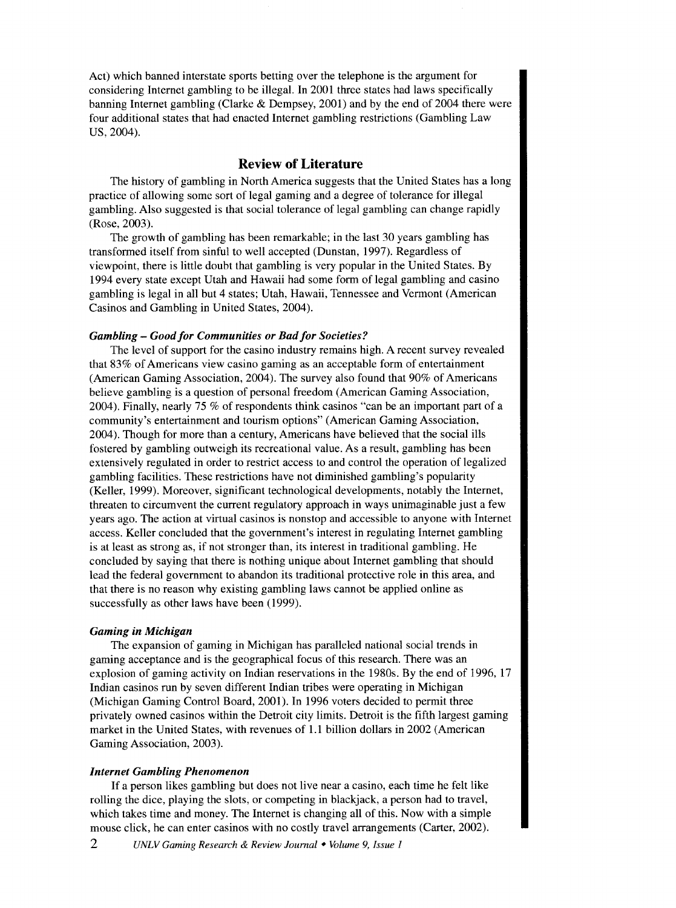Act) which banned interstate sports betting over the telephone is the argument for considering Internet gambling to be illegal. In 2001 three states had laws specifically banning Internet gambling (Clarke & Dempsey, 2001) and by the end of 2004 there were four additional states that had enacted Internet gambling restrictions (Gambling Law US, 2004).

## Review of Literature

The history of gambling in North America suggests that the United States has a long practice of allowing some sort of legal gaming and a degree of tolerance for illegal gambling. Also suggested is that social tolerance of legal gambling can change rapidly (Rose, 2003).

The growth of gambling has been remarkable; in the last 30 years gambling has transformed itself from sinful to well accepted (Dunstan, 1997). Regardless of viewpoint, there is little doubt that gambling is very popular in the United States. By 1994 every state except Utah and Hawaii had some form of legal gambling and casino gambling is legal in all but 4 states; Utah, Hawaii, Tennessee and Vermont (American Casinos and Gambling in United States, 2004).

### *Gambling – Good for Communities or Bad for Societies?*

The level of support for the casino industry remains high. A recent survey revealed that 83% of Americans view casino gaming as an acceptable form of entertainment (American Gaming Association, 2004). The survey also found that 90% of Americans believe gambling is a question of personal freedom (American Gaming Association, 2004). Finally, nearly 75 % of respondents think casinos "can be an important part of a community's entertainment and tourism options" (American Gaming Association, 2004). Though for more than a century, Americans have believed that the social ills fostered by gambling outweigh its recreational value. As a result, gambling has been extensively regulated in order to restrict access to and control the operation of legalized gambling facilities. These restrictions have not diminished gambling's popularity (Keller, 1999). Moreover, significant technological developments, notably the Internet, threaten to circumvent the current regulatory approach in ways unimaginable just a few years ago. The action at virtual casinos is nonstop and accessible to anyone with Internet access. Keller concluded that the government's interest in regulating Internet gambling is at least as strong as, if not stronger than, its interest in traditional gambling. He concluded by saying that there is nothing unique about Internet gambling that should lead the federal government to abandon its traditional protective role in this area, and that there is no reason why existing gambling laws cannot be applied online as successfully as other laws have been (1999).

### *Gaming in Michigan*

The expansion of gaming in Michigan has paralleled national social trends in gaming acceptance and is the geographical focus of this research. There was an explosion of gaming activity on Indian reservations in the 1980s. By the end of 1996, 17 Indian casinos run by seven different Indian tribes were operating in Michigan (Michigan Gaming Control Board, 2001). In 1996 voters decided to permit three privately owned casinos within the Detroit city limits. Detroit is the fifth largest gaming market in the United States, with revenues of 1.1 billion dollars in 2002 (American Gaming Association, 2003).

### *Internet Gambling Phenomenon*

If a person likes gambling but does not live near a casino, each time he felt like rolling the dice, playing the slots, or competing in blackjack, a person had to travel, which takes time and money. The Internet is changing all of this. Now with a simple mouse click, he can enter casinos with no costly travel arrangements (Carter, 2002).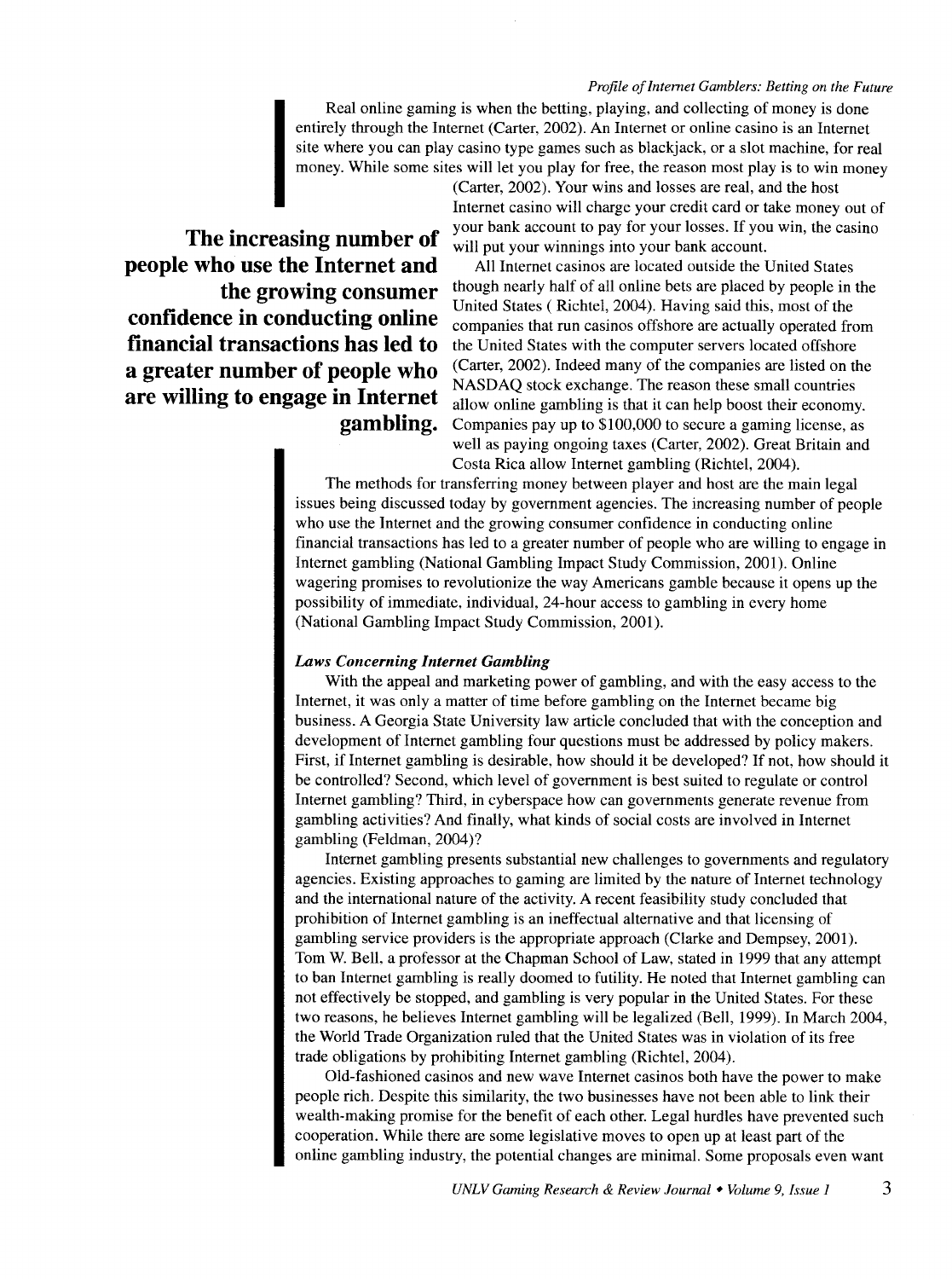Real online gaming is when the betting, playing, and collecting of money is done entirely through the Internet (Carter, 2002). An Internet or online casino is an Internet site where you can play casino type games such as blackjack, or a slot machine, for real money. While some sites will let you play for free, the reason most play is to win money (Carter, 2002). Your wins and losses are real, and the host Internet casino will charge your credit card or take money out of your bank account to pay for your losses. If you win, the casino will put your winnings into your bank account.

**The increasing number of people who use the Internet and the growing consumer confidence in conducting online financial transactions has led to a greater number of people who are willing to engage in Internet gambling.**

All Internet casinos are located outside the United States though nearly half of all online bets are placed by people in the United States ( Richtel, 2004). Having said this, most of the companies that run casinos offshore are actually operated from the United States with the computer servers located offshore (Carter, 2002). Indeed many of the companies are listed on the NASDAQ stock exchange. The reason these small countries allow online gambling is that it can help boost their economy. Companies pay up to $100,000 to secure a gaming license, as well as paying ongoing taxes (Carter, 2002). Great Britain and Costa Rica allow Internet gambling (Richtel, 2004).

The methods for transferring money between player and host are the main legal issues being discussed today by government agencies. The increasing number of people who use the Internet and the growing consumer confidence in conducting online financial transactions has led to a greater number of people who are willing to engage in Internet gambling (National Gambling Impact Study Commission, 2001). Online wagering promises to revolutionize the way Americans gamble because it opens up the possibility of immediate, individual, 24-hour access to gambling in every home (National Gambling Impact Study Commission, 2001).

***Laws Concerning Internet Gambling***

With the appeal and marketing power of gambling, and with the easy access to the Internet, it was only a matter of time before gambling on the Internet became big business. A Georgia State University law article concluded that with the conception and development of Internet gambling four questions must be addressed by policy makers. First, if Internet gambling is desirable, how should it be developed? If not, how should it be controlled? Second, which level of government is best suited to regulate or control Internet gambling? Third, in cyberspace how can governments generate revenue from gambling activities? And finally, what kinds of social costs are involved in Internet gambling (Feldman, 2004)?

Internet gambling presents substantial new challenges to governments and regulatory agencies. Existing approaches to gaming are limited by the nature of Internet technology and the international nature of the activity. A recent feasibility study concluded that prohibition of Internet gambling is an ineffectual alternative and that licensing of gambling service providers is the appropriate approach (Clarke and Dempsey, 2001). Tom W. Bell, a professor at the Chapman School of Law, stated in 1999 that any attempt to ban Internet gambling is really doomed to futility. He noted that Internet gambling can not effectively be stopped, and gambling is very popular in the United States. For these two reasons, he believes Internet gambling will be legalized (Bell, 1999). In March 2004, the World Trade Organization ruled that the United States was in violation of its free trade obligations by prohibiting Internet gambling (Richtel, 2004).

Old-fashioned casinos and new wave Internet casinos both have the power to make people rich. Despite this similarity, the two businesses have not been able to link their wealth-making promise for the benefit of each other. Legal hurdles have prevented such cooperation. While there are some legislative moves to open up at least part of the online gambling industry, the potential changes are minimal. Some proposals even want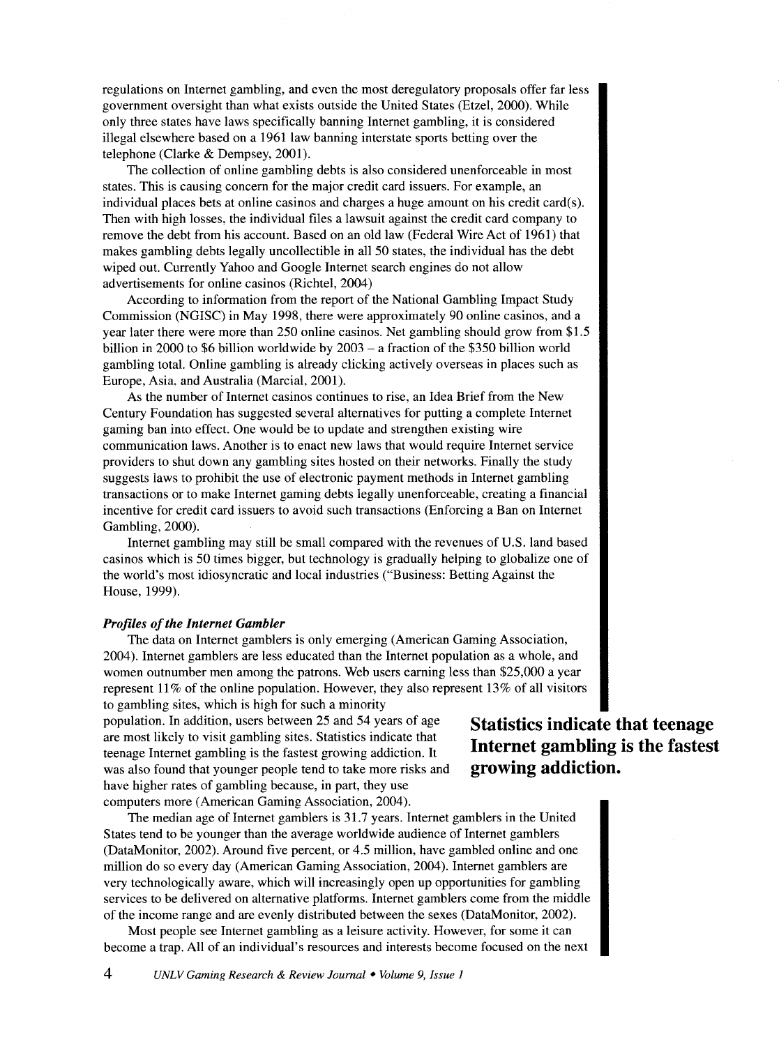regulations on Internet gambling, and even the most deregulatory proposals offer far less government oversight than what exists outside the United States (Etzel, 2000). While only three states have laws specifically banning Internet gambling, it is considered illegal elsewhere based on a 1961 law banning interstate sports betting over the telephone (Clarke & Dempsey, 2001).

The collection of online gambling debts is also considered unenforceable in most states. This is causing concern for the major credit card issuers. For example, an individual places bets at online casinos and charges a huge amount on his credit card(s). Then with high losses, the individual files a lawsuit against the credit card company to remove the debt from his account. Based on an old law (Federal Wire Act of 1961) that makes gambling debts legally uncollectible in all 50 states, the individual has the debt wiped out. Currently Yahoo and Google Internet search engines do not allow advertisements for online casinos (Richtel, 2004)

According to information from the report of the National Gambling Impact Study Commission (NGISC) in May 1998, there were approximately 90 online casinos, and a year later there were more than 250 online casinos. Net gambling should grow from $1.5 billion in 2000 to $6 billion worldwide by 2003 – a fraction of the $350 billion world gambling total. Online gambling is already clicking actively overseas in places such as Europe, Asia, and Australia (Marcial, 2001).

As the number of Internet casinos continues to rise, an Idea Brief from the New Century Foundation has suggested several alternatives for putting a complete Internet gaming ban into effect. One would be to update and strengthen existing wire communication laws. Another is to enact new laws that would require Internet service providers to shut down any gambling sites hosted on their networks. Finally the study suggests laws to prohibit the use of electronic payment methods in Internet gambling transactions or to make Internet gaming debts legally unenforceable, creating a financial incentive for credit card issuers to avoid such transactions (Enforcing a Ban on Internet Gambling, 2000).

Internet gambling may still be small compared with the revenues of U.S. land based casinos which is 50 times bigger, but technology is gradually helping to globalize one of the world's most idiosyncratic and local industries ("Business: Betting Against the House, 1999).

### *Profiles of the Internet Gambler*

The data on Internet gamblers is only emerging (American Gaming Association, 2004). Internet gamblers are less educated than the Internet population as a whole, and women outnumber men among the patrons. Web users earning less than $25,000 a year represent 11% of the online population. However, they also represent 13% of all visitors to gambling sites, which is high for such a minority population. In addition, users between 25 and 54 years of age are most likely to visit gambling sites. Statistics indicate that teenage Internet gambling is the fastest growing addiction. It was also found that younger people tend to take more risks and have higher rates of gambling because, in part, they use computers more (American Gaming Association, 2004).

**Statistics indicate that teenage Internet gambling is the fastest growing addiction.**

The median age of Internet gamblers is 31.7 years. Internet gamblers in the United States tend to be younger than the average worldwide audience of Internet gamblers (DataMonitor, 2002). Around five percent, or 4.5 million, have gambled online and one million do so every day (American Gaming Association, 2004). Internet gamblers are very technologically aware, which will increasingly open up opportunities for gambling services to be delivered on alternative platforms. Internet gamblers come from the middle of the income range and are evenly distributed between the sexes (DataMonitor, 2002).

Most people see Internet gambling as a leisure activity. However, for some it can become a trap. All of an individual's resources and interests become focused on the next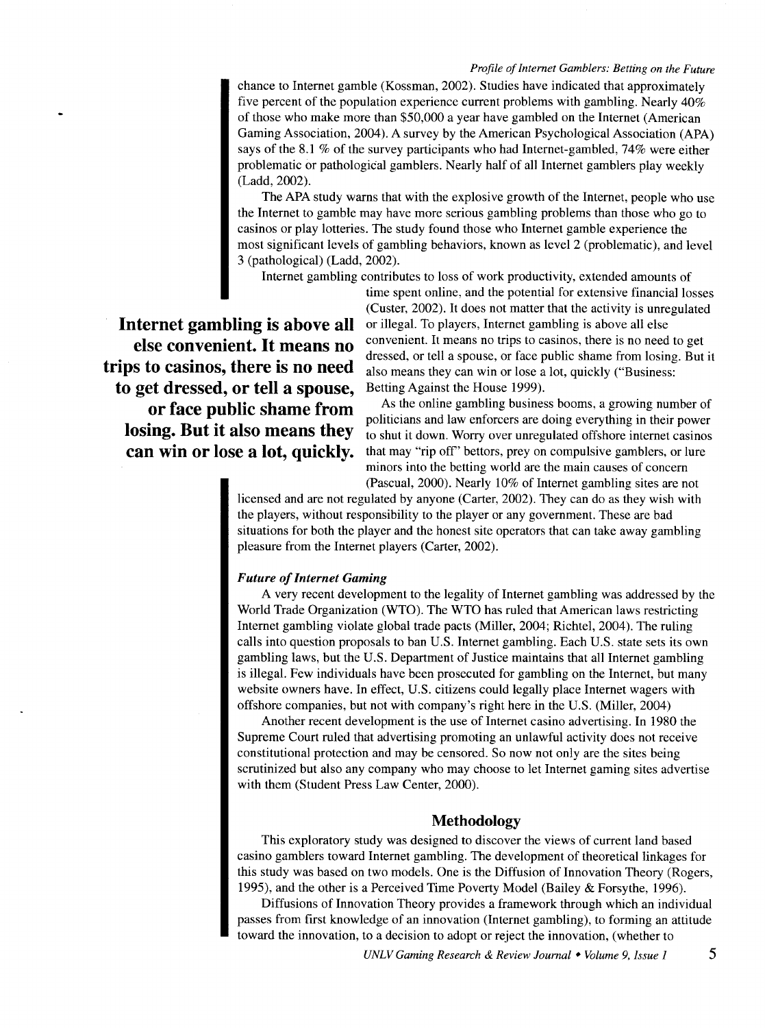chance to Internet gamble (Kossman, 2002). Studies have indicated that approximately five percent of the population experience current problems with gambling. Nearly 40% of those who make more than $50,000 a year have gambled on the Internet (American Gaming Association, 2004). A survey by the American Psychological Association (APA) says of the 8.1 % of the survey participants who had Internet-gambled, 74% were either problematic or pathological gamblers. Nearly half of all Internet gamblers play weekly (Ladd, 2002).

The APA study warns that with the explosive growth of the Internet, people who use the Internet to gamble may have more serious gambling problems than those who go to casinos or play lotteries. The study found those who Internet gamble experience the most significant levels of gambling behaviors, known as level 2 (problematic), and level 3 (pathological) (Ladd, 2002).

Internet gambling contributes to loss of work productivity, extended amounts of time spent online, and the potential for extensive financial losses (Custer, 2002). It does not matter that the activity is unregulated or illegal. To players, Internet gambling is above all else convenient. It means no trips to casinos, there is no need to get dressed, or tell a spouse, or face public shame from losing. But it also means they can win or lose a lot, quickly ("Business: Betting Against the House 1999).

**Internet gambling is above all else convenient. It means no trips to casinos, there is no need to get dressed, or tell a spouse, or face public shame from losing. But it also means they can win or lose a lot, quickly.**

As the online gambling business booms, a growing number of politicians and law enforcers are doing everything in their power to shut it down. Worry over unregulated offshore internet casinos that may "rip off" bettors, prey on compulsive gamblers, or lure minors into the betting world are the main causes of concern (Pascual, 2000). Nearly 10% of Internet gambling sites are not licensed and are not regulated by anyone (Carter, 2002). They can do as they wish with the players, without responsibility to the player or any government. These are bad situations for both the player and the honest site operators that can take away gambling pleasure from the Internet players (Carter, 2002).

***Future of Internet Gaming***

A very recent development to the legality of Internet gambling was addressed by the World Trade Organization (WTO). The WTO has ruled that American laws restricting Internet gambling violate global trade pacts (Miller, 2004; Richtel, 2004). The ruling calls into question proposals to ban U.S. Internet gambling. Each U.S. state sets its own gambling laws, but the U.S. Department of Justice maintains that all Internet gambling is illegal. Few individuals have been prosecuted for gambling on the Internet, but many website owners have. In effect, U.S. citizens could legally place Internet wagers with offshore companies, but not with company's right here in the U.S. (Miller, 2004)

Another recent development is the use of Internet casino advertising. In 1980 the Supreme Court ruled that advertising promoting an unlawful activity does not receive constitutional protection and may be censored. So now not only are the sites being scrutinized but also any company who may choose to let Internet gaming sites advertise with them (Student Press Law Center, 2000).

## Methodology

This exploratory study was designed to discover the views of current land based casino gamblers toward Internet gambling. The development of theoretical linkages for this study was based on two models. One is the Diffusion of Innovation Theory (Rogers, 1995), and the other is a Perceived Time Poverty Model (Bailey & Forsythe, 1996).

Diffusions of Innovation Theory provides a framework through which an individual passes from first knowledge of an innovation (Internet gambling), to forming an attitude toward the innovation, to a decision to adopt or reject the innovation, (whether to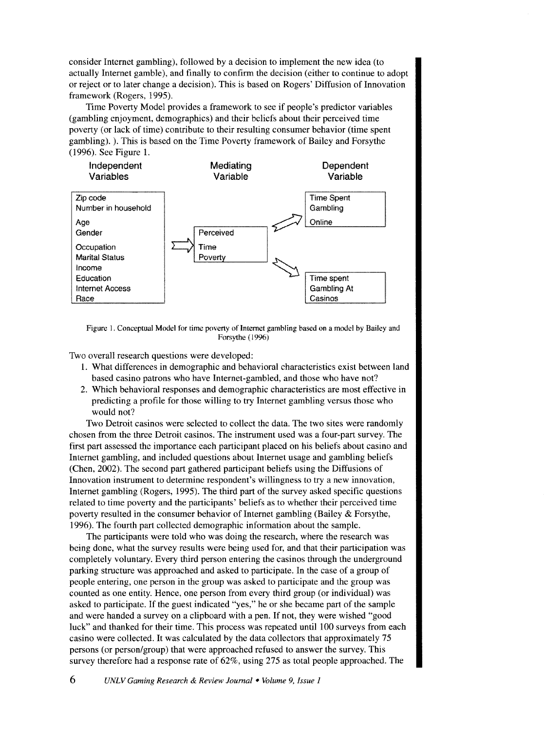consider Internet gambling), followed by a decision to implement the new idea (to actually Internet gamble), and finally to confirm the decision (either to continue to adopt or reject or to later change a decision). This is based on Rogers' Diffusion of Innovation framework (Rogers, 1995).

Time Poverty Model provides a framework to see if people's predictor variables (gambling enjoyment, demographics) and their beliefs about their perceived time poverty (or lack of time) contribute to their resulting consumer behavior (time spent gambling). ). This is based on the Time Poverty framework of Bailey and Forsythe (1996). See Figure 1.

| Independent Variables | Mediating Variable | Dependent Variable |
|---|---|---|
| Zip code, Number in household, Age, Gender, Occupation, Marital Status, Income, Education, Internet Access, Race | Perceived Time Poverty | Time Spent Gambling Online; Time spent Gambling At Casinos |

Figure 1. Conceptual Model for time poverty of Internet gambling based on a model by Bailey and Forsythe (1996)

Two overall research questions were developed:

1. What differences in demographic and behavioral characteristics exist between land based casino patrons who have Internet-gambled, and those who have not?
2. Which behavioral responses and demographic characteristics are most effective in predicting a profile for those willing to try Internet gambling versus those who would not?

Two Detroit casinos were selected to collect the data. The two sites were randomly chosen from the three Detroit casinos. The instrument used was a four-part survey. The first part assessed the importance each participant placed on his beliefs about casino and Internet gambling, and included questions about Internet usage and gambling beliefs (Chen, 2002). The second part gathered participant beliefs using the Diffusions of Innovation instrument to determine respondent's willingness to try a new innovation, Internet gambling (Rogers, 1995). The third part of the survey asked specific questions related to time poverty and the participants' beliefs as to whether their perceived time poverty resulted in the consumer behavior of Internet gambling (Bailey & Forsythe, 1996). The fourth part collected demographic information about the sample.

The participants were told who was doing the research, where the research was being done, what the survey results were being used for, and that their participation was completely voluntary. Every third person entering the casinos through the underground parking structure was approached and asked to participate. In the case of a group of people entering, one person in the group was asked to participate and the group was counted as one entity. Hence, one person from every third group (or individual) was asked to participate. If the guest indicated "yes," he or she became part of the sample and were handed a survey on a clipboard with a pen. If not, they were wished "good luck" and thanked for their time. This process was repeated until 100 surveys from each casino were collected. It was calculated by the data collectors that approximately 75 persons (or person/group) that were approached refused to answer the survey. This survey therefore had a response rate of 62%, using 275 as total people approached. The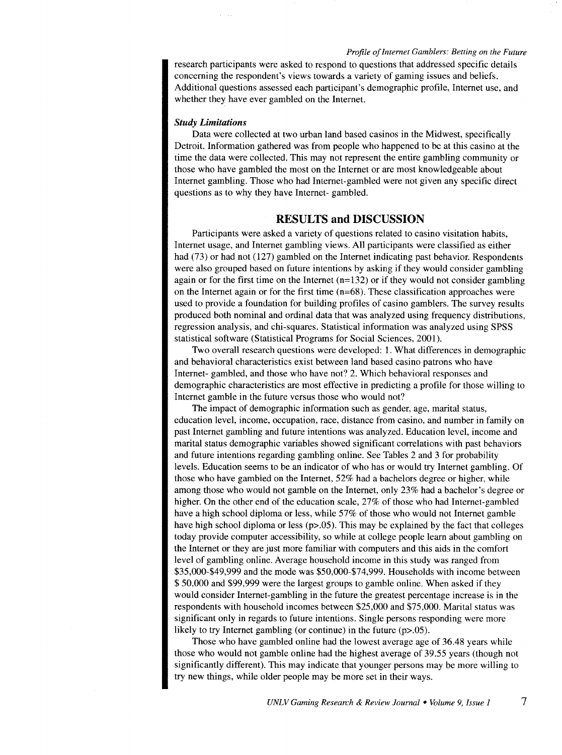research participants were asked to respond to questions that addressed specific details concerning the respondent's views towards a variety of gaming issues and beliefs. Additional questions assessed each participant's demographic profile, Internet use, and whether they have ever gambled on the Internet.

### *Study Limitations*

Data were collected at two urban land based casinos in the Midwest, specifically Detroit. Information gathered was from people who happened to be at this casino at the time the data were collected. This may not represent the entire gambling community or those who have gambled the most on the Internet or are most knowledgeable about Internet gambling. Those who had Internet-gambled were not given any specific direct questions as to why they have Internet- gambled.

## RESULTS and DISCUSSION

Participants were asked a variety of questions related to casino visitation habits, Internet usage, and Internet gambling views. All participants were classified as either had (73) or had not (127) gambled on the Internet indicating past behavior. Respondents were also grouped based on future intentions by asking if they would consider gambling again or for the first time on the Internet (n=132) or if they would not consider gambling on the Internet again or for the first time (n=68). These classification approaches were used to provide a foundation for building profiles of casino gamblers. The survey results produced both nominal and ordinal data that was analyzed using frequency distributions, regression analysis, and chi-squares. Statistical information was analyzed using SPSS statistical software (Statistical Programs for Social Sciences, 2001).

Two overall research questions were developed: 1. What differences in demographic and behavioral characteristics exist between land based casino patrons who have Internet- gambled, and those who have not? 2. Which behavioral responses and demographic characteristics are most effective in predicting a profile for those willing to Internet gamble in the future versus those who would not?

The impact of demographic information such as gender, age, marital status, education level, income, occupation, race, distance from casino, and number in family on past Internet gambling and future intentions was analyzed. Education level, income and marital status demographic variables showed significant correlations with past behaviors and future intentions regarding gambling online. See Tables 2 and 3 for probability levels. Education seems to be an indicator of who has or would try Internet gambling. Of those who have gambled on the Internet, 52% had a bachelors degree or higher, while among those who would not gamble on the Internet, only 23% had a bachelor's degree or higher. On the other end of the education scale, 27% of those who had Internet-gambled have a high school diploma or less, while 57% of those who would not Internet gamble have high school diploma or less ($p>.05$). This may be explained by the fact that colleges today provide computer accessibility, so while at college people learn about gambling on the Internet or they are just more familiar with computers and this aids in the comfort level of gambling online. Average household income in this study was ranged from $35,000-$49,999 and the mode was $50,000-$74,999. Households with income between $ 50,000 and $99,999 were the largest groups to gamble online. When asked if they would consider Internet-gambling in the future the greatest percentage increase is in the respondents with household incomes between $25,000 and $75,000. Marital status was significant only in regards to future intentions. Single persons responding were more likely to try Internet gambling (or continue) in the future ($p>.05$).

Those who have gambled online had the lowest average age of 36.48 years while those who would not gamble online had the highest average of 39.55 years (though not significantly different). This may indicate that younger persons may be more willing to try new things, while older people may be more set in their ways.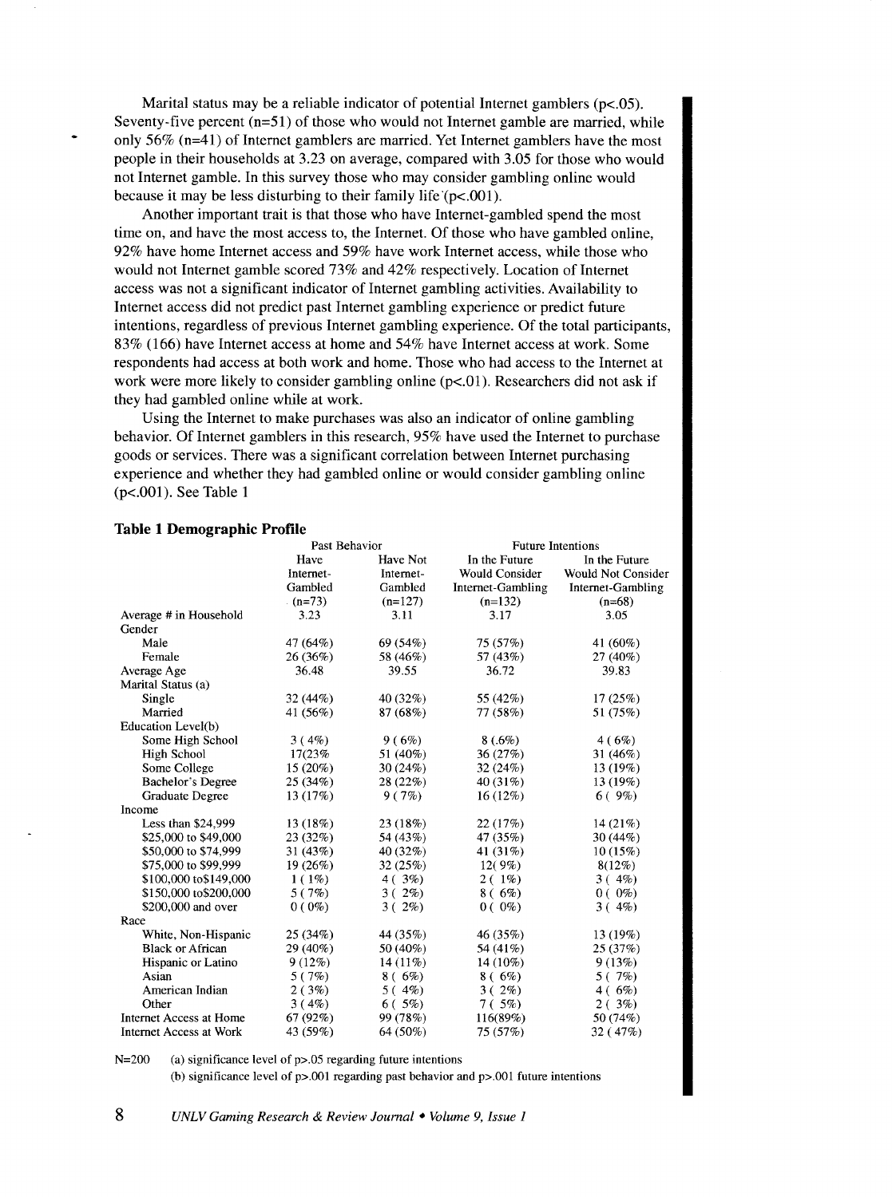Marital status may be a reliable indicator of potential Internet gamblers ($p<.05$). Seventy-five percent (n=51) of those who would not Internet gamble are married, while only 56% (n=41) of Internet gamblers are married. Yet Internet gamblers have the most people in their households at 3.23 on average, compared with 3.05 for those who would not Internet gamble. In this survey those who may consider gambling online would because it may be less disturbing to their family life ($p<.001$).

Another important trait is that those who have Internet-gambled spend the most time on, and have the most access to, the Internet. Of those who have gambled online, 92% have home Internet access and 59% have work Internet access, while those who would not Internet gamble scored 73% and 42% respectively. Location of Internet access was not a significant indicator of Internet gambling activities. Availability to Internet access did not predict past Internet gambling experience or predict future intentions, regardless of previous Internet gambling experience. Of the total participants, 83% (166) have Internet access at home and 54% have Internet access at work. Some respondents had access at both work and home. Those who had access to the Internet at work were more likely to consider gambling online ($p<.01$). Researchers did not ask if they had gambled online while at work.

Using the Internet to make purchases was also an indicator of online gambling behavior. Of Internet gamblers in this research, 95% have used the Internet to purchase goods or services. There was a significant correlation between Internet purchasing experience and whether they had gambled online or would consider gambling online ($p<.001$). See Table 1

**Table 1 Demographic Profile**

| | Past Behavior | | Future Intentions | |
|---|---|---|---|---|
| | Have Internet-Gambled (n=73) | Have Not Internet-Gambled (n=127) | In the Future Would Consider Internet-Gambling (n=132) | In the Future Would Not Consider Internet-Gambling (n=68) |
| Average # in Household | 3.23 | 3.11 | 3.17 | 3.05 |
| Gender | | | | |
| Male | 47 (64%) | 69 (54%) | 75 (57%) | 41 (60%) |
| Female | 26 (36%) | 58 (46%) | 57 (43%) | 27 (40%) |
| Average Age | 36.48 | 39.55 | 36.72 | 39.83 |
| Marital Status (a) | | | | |
| Single | 32 (44%) | 40 (32%) | 55 (42%) | 17 (25%) |
| Married | 41 (56%) | 87 (68%) | 77 (58%) | 51 (75%) |
| Education Level(b) | | | | |
| Some High School | 3 ( 4%) | 9 ( 6%) | 8 (.6%) | 4 ( 6%) |
| High School | 17(23% | 51 (40%) | 36 (27%) | 31 (46%) |
| Some College | 15 (20%) | 30 (24%) | 32 (24%) | 13 (19%) |
| Bachelor's Degree | 25 (34%) | 28 (22%) | 40 (31%) | 13 (19%) |
| Graduate Degree | 13 (17%) | 9 ( 7%) | 16 (12%) | 6 ( 9%) |
| Income | | | | |
| Less than $24,999 | 13 (18%) | 23 (18%) | 22 (17%) | 14 (21%) |
| $25,000 to $49,000 | 23 (32%) | 54 (43%) | 47 (35%) | 30 (44%) |
| $50,000 to $74,999 | 31 (43%) | 40 (32%) | 41 (31%) | 10 (15%) |
| $75,000 to $99,999 | 19 (26%) | 32 (25%) | 12( 9%) | 8(12%) |
| $100,000 to$149,000 | 1 ( 1%) | 4 ( 3%) | 2 ( 1%) | 3 ( 4%) |
| $150,000 to$200,000 | 5 ( 7%) | 3 ( 2%) | 8 ( 6%) | 0 ( 0%) |
| $200,000 and over | 0 ( 0%) | 3 ( 2%) | 0 ( 0%) | 3 ( 4%) |
| Race | | | | |
| White, Non-Hispanic | 25 (34%) | 44 (35%) | 46 (35%) | 13 (19%) |
| Black or African | 29 (40%) | 50 (40%) | 54 (41%) | 25 (37%) |
| Hispanic or Latino | 9 (12%) | 14 (11%) | 14 (10%) | 9 (13%) |
| Asian | 5 ( 7%) | 8 ( 6%) | 8 ( 6%) | 5 ( 7%) |
| American Indian | 2 ( 3%) | 5 ( 4%) | 3 ( 2%) | 4 ( 6%) |
| Other | 3 ( 4%) | 6 ( 5%) | 7 ( 5%) | 2 ( 3%) |
| Internet Access at Home | 67 (92%) | 99 (78%) | 116(89%) | 50 (74%) |
| Internet Access at Work | 43 (59%) | 64 (50%) | 75 (57%) | 32 ( 47%) |

N=200 (a) significance level of $p>.05$ regarding future intentions

(b) significance level of $p>.001$ regarding past behavior and $p>.001$ future intentions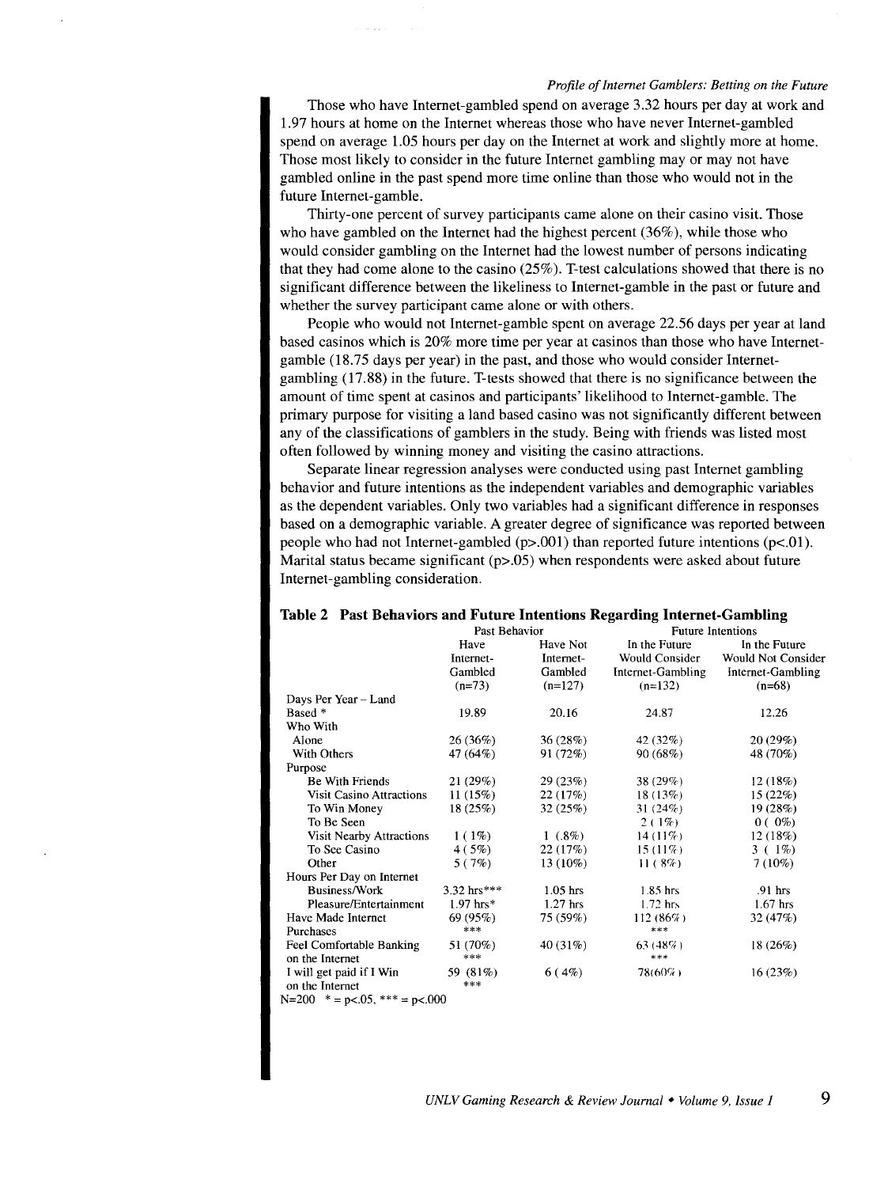Those who have Internet-gambled spend on average 3.32 hours per day at work and 1.97 hours at home on the Internet whereas those who have never Internet-gambled spend on average 1.05 hours per day on the Internet at work and slightly more at home. Those most likely to consider in the future Internet gambling may or may not have gambled online in the past spend more time online than those who would not in the future Internet-gamble.

Thirty-one percent of survey participants came alone on their casino visit. Those who have gambled on the Internet had the highest percent (36%), while those who would consider gambling on the Internet had the lowest number of persons indicating that they had come alone to the casino (25%). T-test calculations showed that there is no significant difference between the likeliness to Internet-gamble in the past or future and whether the survey participant came alone or with others.

People who would not Internet-gamble spent on average 22.56 days per year at land based casinos which is 20% more time per year at casinos than those who have Internet-gamble (18.75 days per year) in the past, and those who would consider Internet-gambling (17.88) in the future. T-tests showed that there is no significance between the amount of time spent at casinos and participants' likelihood to Internet-gamble. The primary purpose for visiting a land based casino was not significantly different between any of the classifications of gamblers in the study. Being with friends was listed most often followed by winning money and visiting the casino attractions.

Separate linear regression analyses were conducted using past Internet gambling behavior and future intentions as the independent variables and demographic variables as the dependent variables. Only two variables had a significant difference in responses based on a demographic variable. A greater degree of significance was reported between people who had not Internet-gambled ($p>.001$) than reported future intentions ($p<.01$). Marital status became significant ($p>.05$) when respondents were asked about future Internet-gambling consideration.

**Table 2 Past Behaviors and Future Intentions Regarding Internet-Gambling**

| | Past Behavior | | Future Intentions | |
|---|---|---|---|---|
| | Have Internet-Gambled (n=73) | Have Not Internet-Gambled (n=127) | In the Future Would Consider Internet-Gambling (n=132) | In the Future Would Not Consider Internet-Gambling (n=68) |
| Days Per Year – Land Based * | 19.89 | 20.16 | 24.87 | 12.26 |
| Who With | | | | |
| Alone | 26 (36%) | 36 (28%) | 42 (32%) | 20 (29%) |
| With Others | 47 (64%) | 91 (72%) | 90 (68%) | 48 (70%) |
| Purpose | | | | |
| Be With Friends | 21 (29%) | 29 (23%) | 38 (29%) | 12 (18%) |
| Visit Casino Attractions | 11 (15%) | 22 (17%) | 18 (13%) | 15 (22%) |
| To Win Money | 18 (25%) | 32 (25%) | 31 (24%) | 19 (28%) |
| To Be Seen | | | 2 ( 1%) | 0 ( 0%) |
| Visit Nearby Attractions | 1 ( 1%) | 1 (.8%) | 14 (11%) | 12 (18%) |
| To See Casino | 4 ( 5%) | 22 (17%) | 15 (11%) | 3 ( 1%) |
| Other | 5 ( 7%) | 13 (10%) | 11 ( 8%) | 7 (10%) |
| Hours Per Day on Internet | | | | |
| Business/Work | 3.32 hrs*** | 1.05 hrs | 1.85 hrs | .91 hrs |
| Pleasure/Entertainment | 1.97 hrs* | 1.27 hrs | 1.72 hrs | 1.67 hrs |
| Have Made Internet Purchases | 69 (95%) *** | 75 (59%) | 112 (86%) *** | 32 (47%) |
| Feel Comfortable Banking on the Internet | 51 (70%) *** | 40 (31%) | 63 (48%) *** | 18 (26%) |
| I will get paid if I Win on the Internet | 59 (81%) *** | 6 ( 4%) | 78(60%) | 16 (23%) |

N=200 * = p<.05, *** = p<.000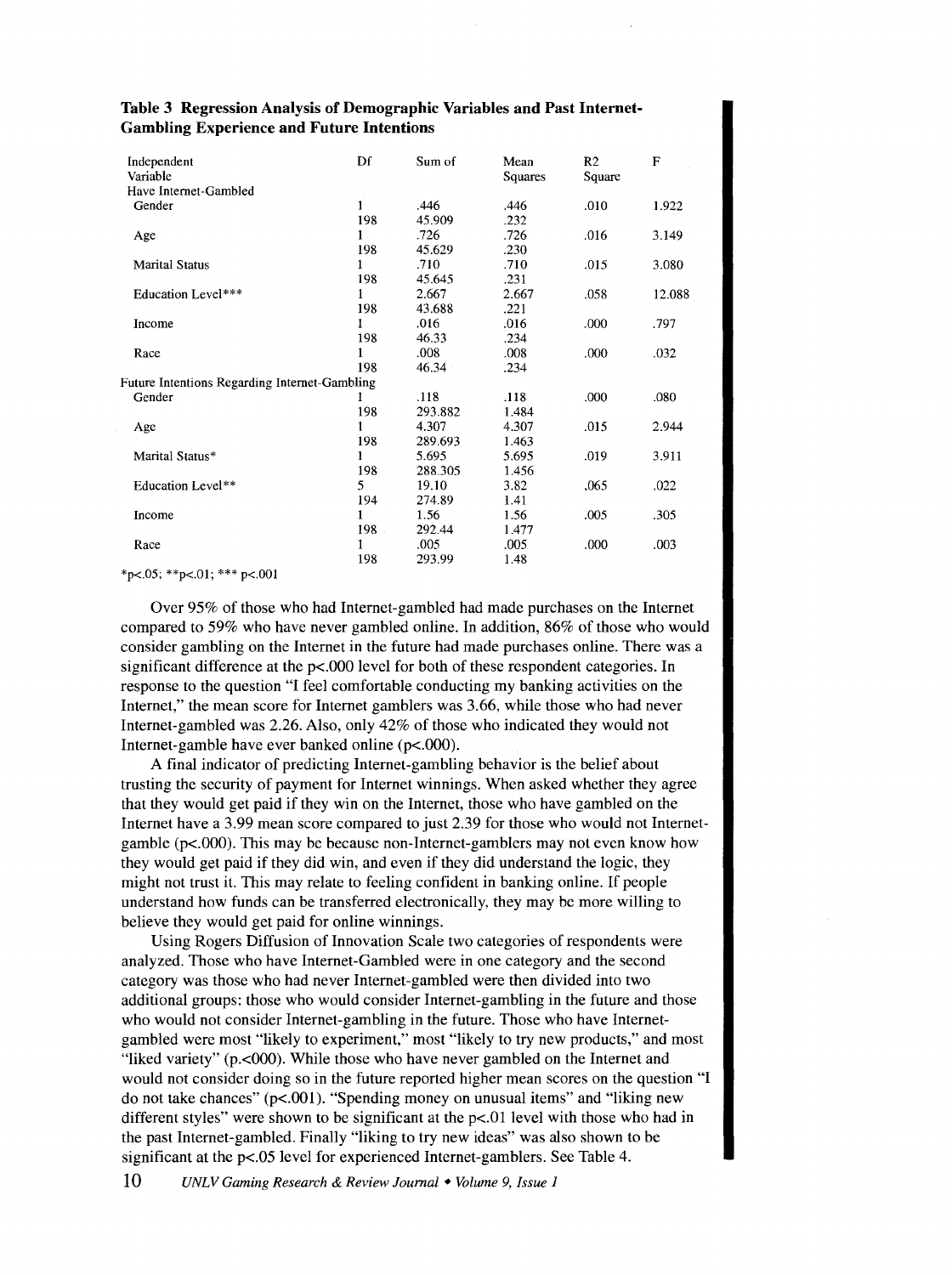**Table 3 Regression Analysis of Demographic Variables and Past Internet-Gambling Experience and Future Intentions**

| Independent Variable | Df | Sum of | Mean Squares | R2 Square | F |
|---|---|---|---|---|---|
| Have Internet-Gambled | | | | | |
| Gender | 1 | .446 | .446 | .010 | 1.922 |
| | 198 | 45.909 | .232 | | |
| Age | 1 | .726 | .726 | .016 | 3.149 |
| | 198 | 45.629 | .230 | | |
| Marital Status | 1 | .710 | .710 | .015 | 3.080 |
| | 198 | 45.645 | .231 | | |
| Education Level*** | 1 | 2.667 | 2.667 | .058 | 12.088 |
| | 198 | 43.688 | .221 | | |
| Income | 1 | .016 | .016 | .000 | .797 |
| | 198 | 46.33 | .234 | | |
| Race | 1 | .008 | .008 | .000 | .032 |
| | 198 | 46.34 | .234 | | |
| Future Intentions Regarding Internet-Gambling | | | | | |
| Gender | 1 | .118 | .118 | .000 | .080 |
| | 198 | 293.882 | 1.484 | | |
| Age | 1 | 4.307 | 4.307 | .015 | 2.944 |
| | 198 | 289.693 | 1.463 | | |
| Marital Status* | 1 | 5.695 | 5.695 | .019 | 3.911 |
| | 198 | 288.305 | 1.456 | | |
| Education Level** | 5 | 19.10 | 3.82 | ,065 | .022 |
| | 194 | 274.89 | 1.41 | | |
| Income | 1 | 1.56 | 1.56 | .005 | .305 |
| | 198 | 292.44 | 1.477 | | |
| Race | 1 | .005 | .005 | .000 | .003 |
| | 198 | 293.99 | 1.48 | | |

*p<.05; **p<.01; *** p<.001

Over 95% of those who had Internet-gambled had made purchases on the Internet compared to 59% who have never gambled online. In addition, 86% of those who would consider gambling on the Internet in the future had made purchases online. There was a significant difference at the p<.000 level for both of these respondent categories. In response to the question "I feel comfortable conducting my banking activities on the Internet," the mean score for Internet gamblers was 3.66, while those who had never Internet-gambled was 2.26. Also, only 42% of those who indicated they would not Internet-gamble have ever banked online (p<.000).

A final indicator of predicting Internet-gambling behavior is the belief about trusting the security of payment for Internet winnings. When asked whether they agree that they would get paid if they win on the Internet, those who have gambled on the Internet have a 3.99 mean score compared to just 2.39 for those who would not Internet-gamble (p<.000). This may be because non-Internet-gamblers may not even know how they would get paid if they did win, and even if they did understand the logic, they might not trust it. This may relate to feeling confident in banking online. If people understand how funds can be transferred electronically, they may be more willing to believe they would get paid for online winnings.

Using Rogers Diffusion of Innovation Scale two categories of respondents were analyzed. Those who have Internet-Gambled were in one category and the second category was those who had never Internet-gambled were then divided into two additional groups: those who would consider Internet-gambling in the future and those who would not consider Internet-gambling in the future. Those who have Internet-gambled were most "likely to experiment," most "likely to try new products," and most "liked variety" (p.<000). While those who have never gambled on the Internet and would not consider doing so in the future reported higher mean scores on the question "I do not take chances" (p<.001). "Spending money on unusual items" and "liking new different styles" were shown to be significant at the p<.01 level with those who had in the past Internet-gambled. Finally "liking to try new ideas" was also shown to be significant at the p<.05 level for experienced Internet-gamblers. See Table 4.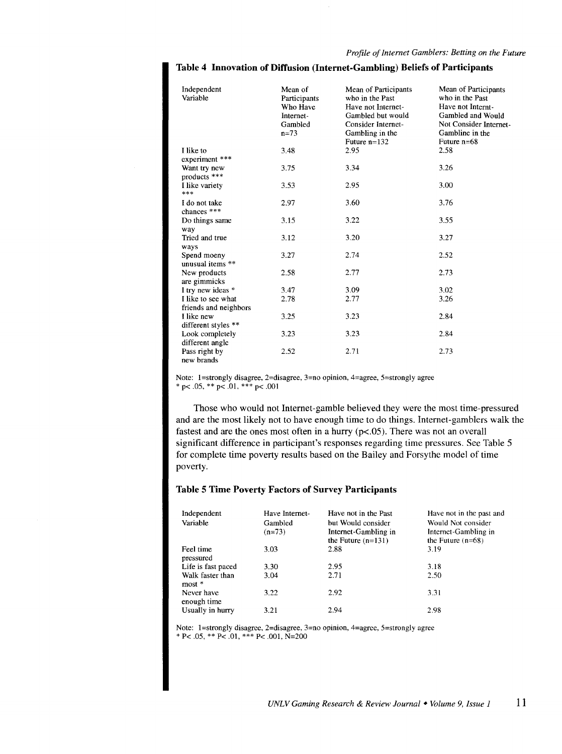### Table 4 Innovation of Diffusion (Internet-Gambling) Beliefs of Participants

| Independent Variable | Mean of Participants Who Have Internet-Gambled n=73 | Mean of Participants who in the Past Have not Internet-Gambled but would Consider Internet-Gambling in the Future n=132 | Mean of Participants who in the Past Have not Internt-Gambled and Would Not Consider Internet-Gambline in the Future n=68 |
|---|---|---|---|
| I like to experiment *** | 3.48 | 2.95 | 2.58 |
| Want try new products *** | 3.75 | 3.34 | 3.26 |
| I like variety *** | 3.53 | 2.95 | 3.00 |
| I do not take chances *** | 2.97 | 3.60 | 3.76 |
| Do things same way | 3.15 | 3.22 | 3.55 |
| Tried and true ways | 3.12 | 3.20 | 3.27 |
| Spend moeny unusual items ** | 3.27 | 2.74 | 2.52 |
| New products are gimmicks | 2.58 | 2.77 | 2.73 |
| I try new ideas * | 3.47 | 3.09 | 3.02 |
| I like to see what friends and neighbors | 2.78 | 2.77 | 3.26 |
| I like new different styles ** | 3.25 | 3.23 | 2.84 |
| Look completely different angle | 3.23 | 3.23 | 2.84 |
| Pass right by new brands | 2.52 | 2.71 | 2.73 |

Note: 1=strongly disagree, 2=disagree, 3=no opinion, 4=agree, 5=strongly agree
* $p < .05$, ** $p < .01$, *** $p < .001$

Those who would not Internet-gamble believed they were the most time-pressured and are the most likely not to have enough time to do things. Internet-gamblers walk the fastest and are the ones most often in a hurry ($p < .05$). There was not an overall significant difference in participant's responses regarding time pressures. See Table 5 for complete time poverty results based on the Bailey and Forsythe model of time poverty.

### Table 5 Time Poverty Factors of Survey Participants

| Independent Variable | Have Internet-Gambled (n=73) | Have not in the Past but Would consider Internet-Gambling in the Future (n=131) | Have not in the past and Would Not consider Internet-Gambling in the Future (n=68) |
|---|---|---|---|
| Feel time pressured | 3.03 | 2.88 | 3.19 |
| Life is fast paced | 3.30 | 2.95 | 3.18 |
| Walk faster than most * | 3.04 | 2.71 | 2.50 |
| Never have enough time | 3.22 | 2.92 | 3.31 |
| Usually in hurry | 3.21 | 2.94 | 2.98 |

Note: 1=strongly disagree, 2=disagree, 3=no opinion, 4=agree, 5=strongly agree
* $P < .05$, ** $P < .01$, *** $P < .001$, N=200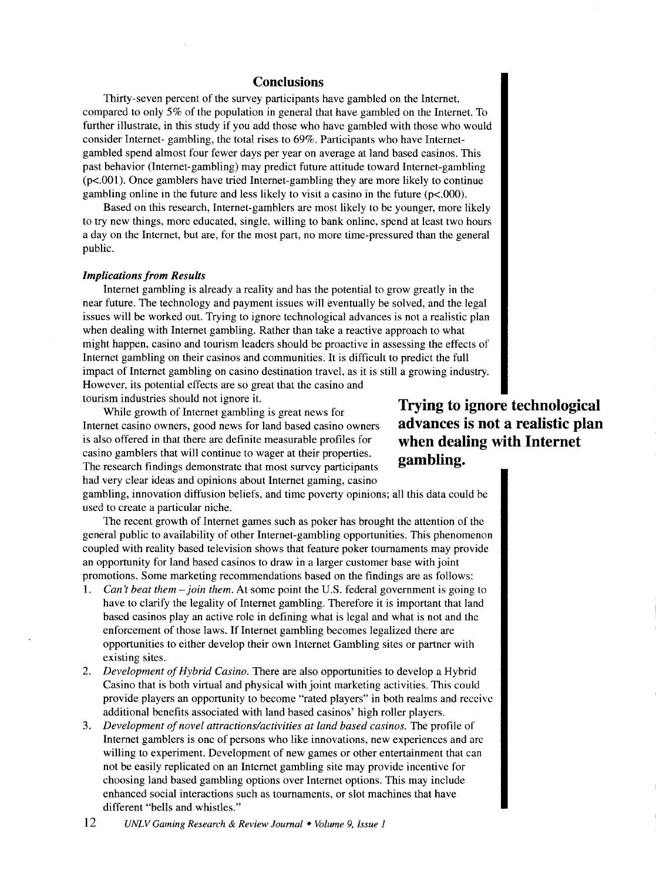## Conclusions

Thirty-seven percent of the survey participants have gambled on the Internet, compared to only 5% of the population in general that have gambled on the Internet. To further illustrate, in this study if you add those who have gambled with those who would consider Internet- gambling, the total rises to 69%. Participants who have Internet-gambled spend almost four fewer days per year on average at land based casinos. This past behavior (Internet-gambling) may predict future attitude toward Internet-gambling ($p<.001$). Once gamblers have tried Internet-gambling they are more likely to continue gambling online in the future and less likely to visit a casino in the future ($p<.000$).

Based on this research, Internet-gamblers are most likely to be younger, more likely to try new things, more educated, single, willing to bank online, spend at least two hours a day on the Internet, but are, for the most part, no more time-pressured than the general public.

### *Implications from Results*

Internet gambling is already a reality and has the potential to grow greatly in the near future. The technology and payment issues will eventually be solved, and the legal issues will be worked out. Trying to ignore technological advances is not a realistic plan when dealing with Internet gambling. Rather than take a reactive approach to what might happen, casino and tourism leaders should be proactive in assessing the effects of Internet gambling on their casinos and communities. It is difficult to predict the full impact of Internet gambling on casino destination travel, as it is still a growing industry. However, its potential effects are so great that the casino and tourism industries should not ignore it.

**Trying to ignore technological advances is not a realistic plan when dealing with Internet gambling.**

While growth of Internet gambling is great news for Internet casino owners, good news for land based casino owners is also offered in that there are definite measurable profiles for casino gamblers that will continue to wager at their properties. The research findings demonstrate that most survey participants had very clear ideas and opinions about Internet gaming, casino gambling, innovation diffusion beliefs, and time poverty opinions; all this data could be used to create a particular niche.

The recent growth of Internet games such as poker has brought the attention of the general public to availability of other Internet-gambling opportunities. This phenomenon coupled with reality based television shows that feature poker tournaments may provide an opportunity for land based casinos to draw in a larger customer base with joint promotions. Some marketing recommendations based on the findings are as follows:

1. *Can't beat them – join them.* At some point the U.S. federal government is going to have to clarify the legality of Internet gambling. Therefore it is important that land based casinos play an active role in defining what is legal and what is not and the enforcement of those laws. If Internet gambling becomes legalized there are opportunities to either develop their own Internet Gambling sites or partner with existing sites.
2. *Development of Hybrid Casino.* There are also opportunities to develop a Hybrid Casino that is both virtual and physical with joint marketing activities. This could provide players an opportunity to become "rated players" in both realms and receive additional benefits associated with land based casinos' high roller players.
3. *Development of novel attractions/activities at land based casinos.* The profile of Internet gamblers is one of persons who like innovations, new experiences and are willing to experiment. Development of new games or other entertainment that can not be easily replicated on an Internet gambling site may provide incentive for choosing land based gambling options over Internet options. This may include enhanced social interactions such as tournaments, or slot machines that have different "bells and whistles."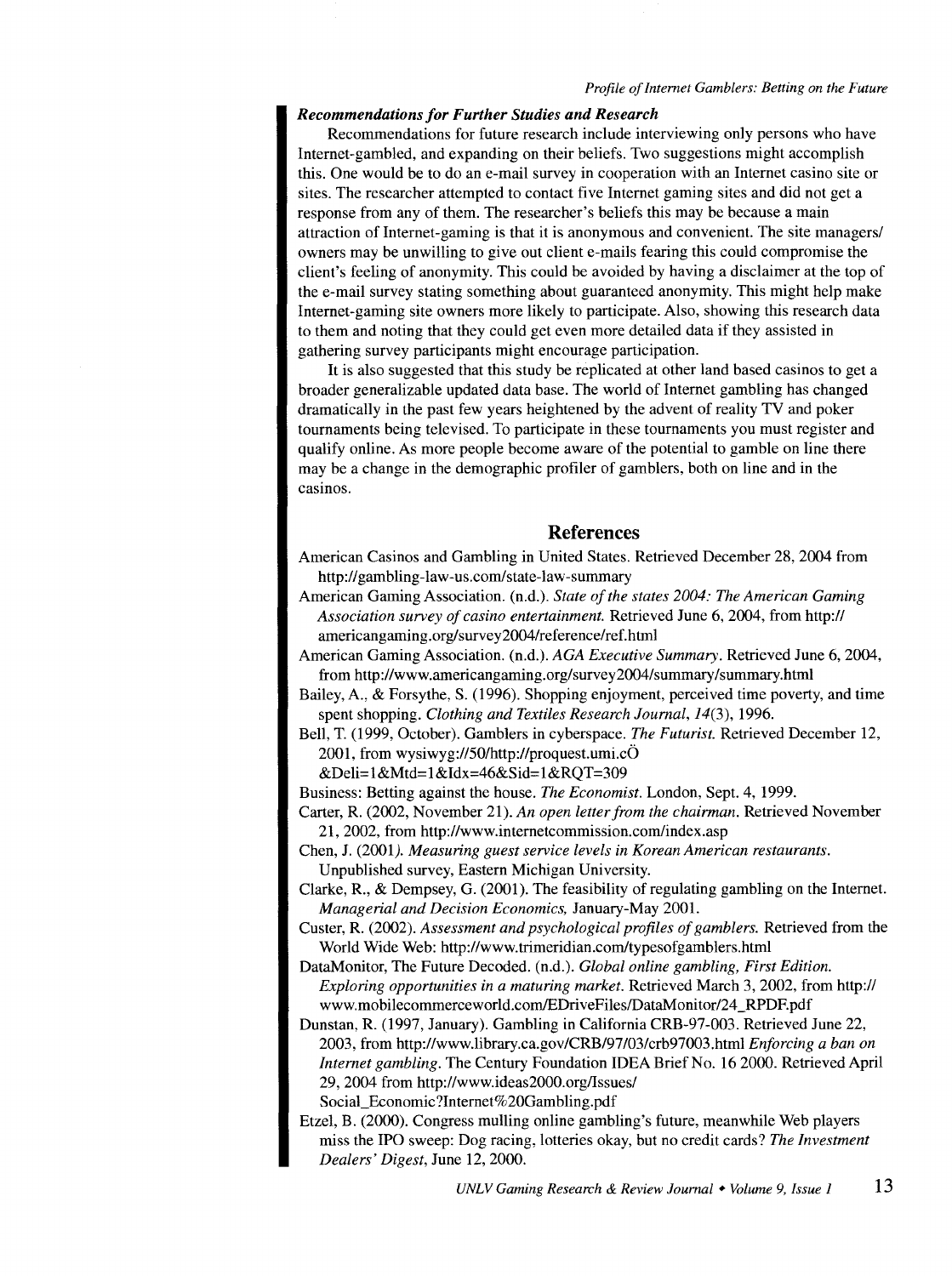### *Recommendations for Further Studies and Research*

Recommendations for future research include interviewing only persons who have Internet-gambled, and expanding on their beliefs. Two suggestions might accomplish this. One would be to do an e-mail survey in cooperation with an Internet casino site or sites. The researcher attempted to contact five Internet gaming sites and did not get a response from any of them. The researcher's beliefs this may be because a main attraction of Internet-gaming is that it is anonymous and convenient. The site managers/owners may be unwilling to give out client e-mails fearing this could compromise the client's feeling of anonymity. This could be avoided by having a disclaimer at the top of the e-mail survey stating something about guaranteed anonymity. This might help make Internet-gaming site owners more likely to participate. Also, showing this research data to them and noting that they could get even more detailed data if they assisted in gathering survey participants might encourage participation.

It is also suggested that this study be replicated at other land based casinos to get a broader generalizable updated data base. The world of Internet gambling has changed dramatically in the past few years heightened by the advent of reality TV and poker tournaments being televised. To participate in these tournaments you must register and qualify online. As more people become aware of the potential to gamble on line there may be a change in the demographic profiler of gamblers, both on line and in the casinos.

## References

American Casinos and Gambling in United States. Retrieved December 28, 2004 from http://gambling-law-us.com/state-law-summary

American Gaming Association. (n.d.). *State of the states 2004: The American Gaming Association survey of casino entertainment.* Retrieved June 6, 2004, from http://americangaming.org/survey2004/reference/ref.html

American Gaming Association. (n.d.). *AGA Executive Summary*. Retrieved June 6, 2004, from http://www.americangaming.org/survey2004/summary/summary.html

Bailey, A., & Forsythe, S. (1996). Shopping enjoyment, perceived time poverty, and time spent shopping. *Clothing and Textiles Research Journal, 14*(3), 1996.

Bell, T. (1999, October). Gamblers in cyberspace. *The Futurist.* Retrieved December 12, 2001, from wysiwyg://50/http://proquest.umi.cÖ&Deli=1&Mtd=1&Idx=46&Sid=1&RQT=309

Business: Betting against the house. *The Economist*. London, Sept. 4, 1999.

Carter, R. (2002, November 21). *An open letter from the chairman.* Retrieved November 21, 2002, from http://www.internetcommission.com/index.asp

Chen, J. (2001). *Measuring guest service levels in Korean American restaurants.* Unpublished survey, Eastern Michigan University.

Clarke, R., & Dempsey, G. (2001). The feasibility of regulating gambling on the Internet. *Managerial and Decision Economics,* January-May 2001.

Custer, R. (2002). *Assessment and psychological profiles of gamblers.* Retrieved from the World Wide Web: http://www.trimeridian.com/typesofgamblers.html

DataMonitor, The Future Decoded. (n.d.). *Global online gambling, First Edition. Exploring opportunities in a maturing market.* Retrieved March 3, 2002, from http://www.mobilecommerceworld.com/EDriveFiles/DataMonitor/24_RPDF.pdf

Dunstan, R. (1997, January). Gambling in California CRB-97-003. Retrieved June 22, 2003, from http://www.library.ca.gov/CRB/97/03/crb97003.html *Enforcing a ban on Internet gambling.* The Century Foundation IDEA Brief No. 16 2000. Retrieved April 29, 2004 from http://www.ideas2000.org/Issues/Social_Economic?Internet%20Gambling.pdf

Etzel, B. (2000). Congress mulling online gambling's future, meanwhile Web players miss the IPO sweep: Dog racing, lotteries okay, but no credit cards? *The Investment Dealers' Digest,* June 12, 2000.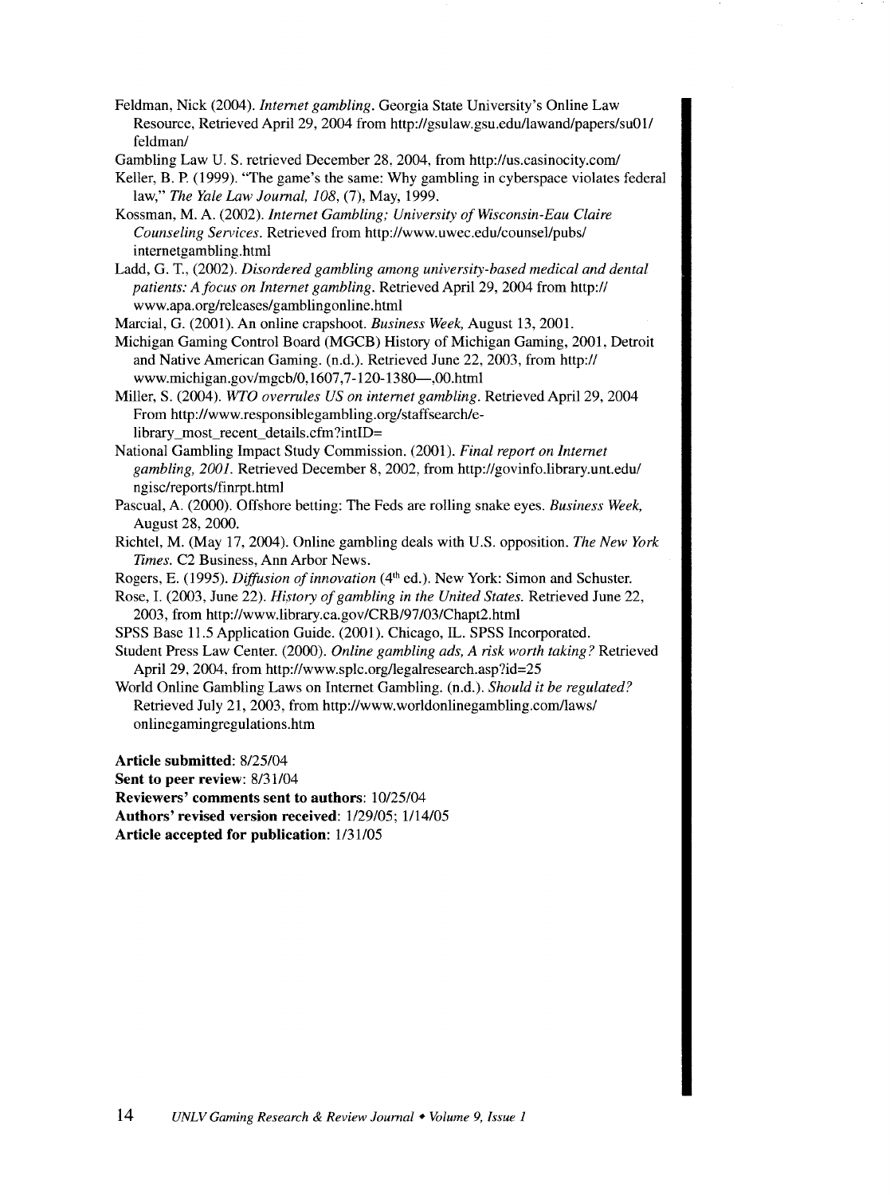Feldman, Nick (2004). *Internet gambling*. Georgia State University's Online Law Resource, Retrieved April 29, 2004 from http://gsulaw.gsu.edu/lawand/papers/su01/feldman/

Gambling Law U. S. retrieved December 28, 2004, from http://us.casinocity.com/

Keller, B. P. (1999). "The game's the same: Why gambling in cyberspace violates federal law," *The Yale Law Journal, 108*, (7), May, 1999.

Kossman, M. A. (2002). *Internet Gambling; University of Wisconsin-Eau Claire Counseling Services*. Retrieved from http://www.uwec.edu/counsel/pubs/internetgambling.html

Ladd, G. T., (2002). *Disordered gambling among university-based medical and dental patients: A focus on Internet gambling*. Retrieved April 29, 2004 from http://www.apa.org/releases/gamblingonline.html

Marcial, G. (2001). An online crapshoot. *Business Week*, August 13, 2001.

Michigan Gaming Control Board (MGCB) History of Michigan Gaming, 2001, Detroit and Native American Gaming. (n.d.). Retrieved June 22, 2003, from http://www.michigan.gov/mgcb/0,1607,7-120-1380—,00.html

Miller, S. (2004). *WTO overrules US on internet gambling*. Retrieved April 29, 2004 From http://www.responsiblegambling.org/staffsearch/e-library_most_recent_details.cfm?intID=

National Gambling Impact Study Commission. (2001). *Final report on Internet gambling, 2001*. Retrieved December 8, 2002, from http://govinfo.library.unt.edu/ngisc/reports/finrpt.html

Pascual, A. (2000). Offshore betting: The Feds are rolling snake eyes. *Business Week*, August 28, 2000.

Richtel, M. (May 17, 2004). Online gambling deals with U.S. opposition. *The New York Times*. C2 Business, Ann Arbor News.

Rogers, E. (1995). *Diffusion of innovation* (4th ed.). New York: Simon and Schuster.

Rose, I. (2003, June 22). *History of gambling in the United States*. Retrieved June 22, 2003, from http://www.library.ca.gov/CRB/97/03/Chapt2.html

SPSS Base 11.5 Application Guide. (2001). Chicago, IL. SPSS Incorporated.

Student Press Law Center. (2000). *Online gambling ads, A risk worth taking?* Retrieved April 29, 2004, from http://www.splc.org/legalresearch.asp?id=25

World Online Gambling Laws on Internet Gambling. (n.d.). *Should it be regulated?* Retrieved July 21, 2003, from http://www.worldonlinegambling.com/laws/onlinegamingregulations.htm

**Article submitted**: 8/25/04

**Sent to peer review**: 8/31/04

**Reviewers' comments sent to authors**: 10/25/04

**Authors' revised version received**: 1/29/05; 1/14/05

**Article accepted for publication**: 1/31/05